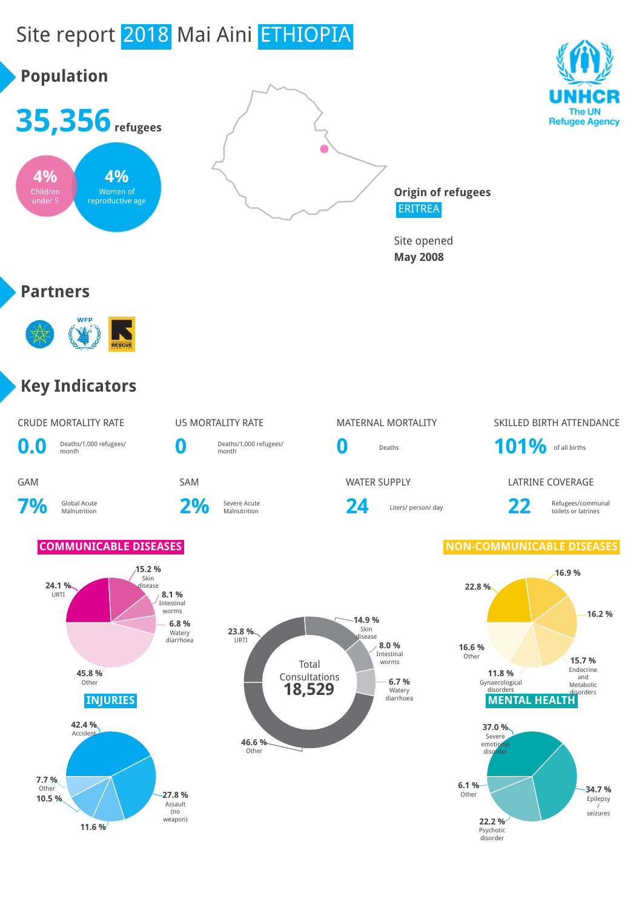# Site report 2018 Mai Aini ETHIOPIA

UNHCR
The UN Refugee Agency

## Population

**35,356** refugees

4% Children under 5

4% Women of reproductive age

**Origin of refugees**
ERITREA

Site opened
**May 2008**

## Partners

## Key Indicators

| CRUDE MORTALITY RATE | U5 MORTALITY RATE | MATERNAL MORTALITY | SKILLED BIRTH ATTENDANCE |
|---|---|---|---|
| **0.0** Deaths/1,000 refugees/ month | **0** Deaths/1,000 refugees/ month | **0** Deaths | **101%** of all births |

| GAM | SAM | WATER SUPPLY | LATRINE COVERAGE |
|---|---|---|---|
| **7%** Global Acute Malnutrition | **2%** Severe Acute Malnutrition | **24** Liters/ person/ day | **22** Refugees/communal toilets or latrines |

### COMMUNICABLE DISEASES

- 24.1 % URTI
- 15.2 % Skin disease
- 8.1 % Intestinal worms
- 6.8 % Watery diarrhoea
- 45.8 % Other

### Total Consultations 18,529

- 23.8 % URTI
- 14.9 % Skin disease
- 8.0 % Intestinal worms
- 6.7 % Watery diarrhoea
- 46.6 % Other

### NON-COMMUNICABLE DISEASES

- 22.8 %
- 16.9 %
- 16.2 %
- 15.7 % Endocrine and Metabolic disorders
- 11.8 % Gynaecological disorders
- 16.6 % Other

### INJURIES

- 42.4 % Accident
- 27.8 % Assault (no weapon)
- 11.6 %
- 10.5 %
- 7.7 % Other

### MENTAL HEALTH

- 37.0 % Severe emotional disorder
- 34.7 % Epilepsy / seizures
- 22.2 % Psychotic disorder
- 6.1 % Other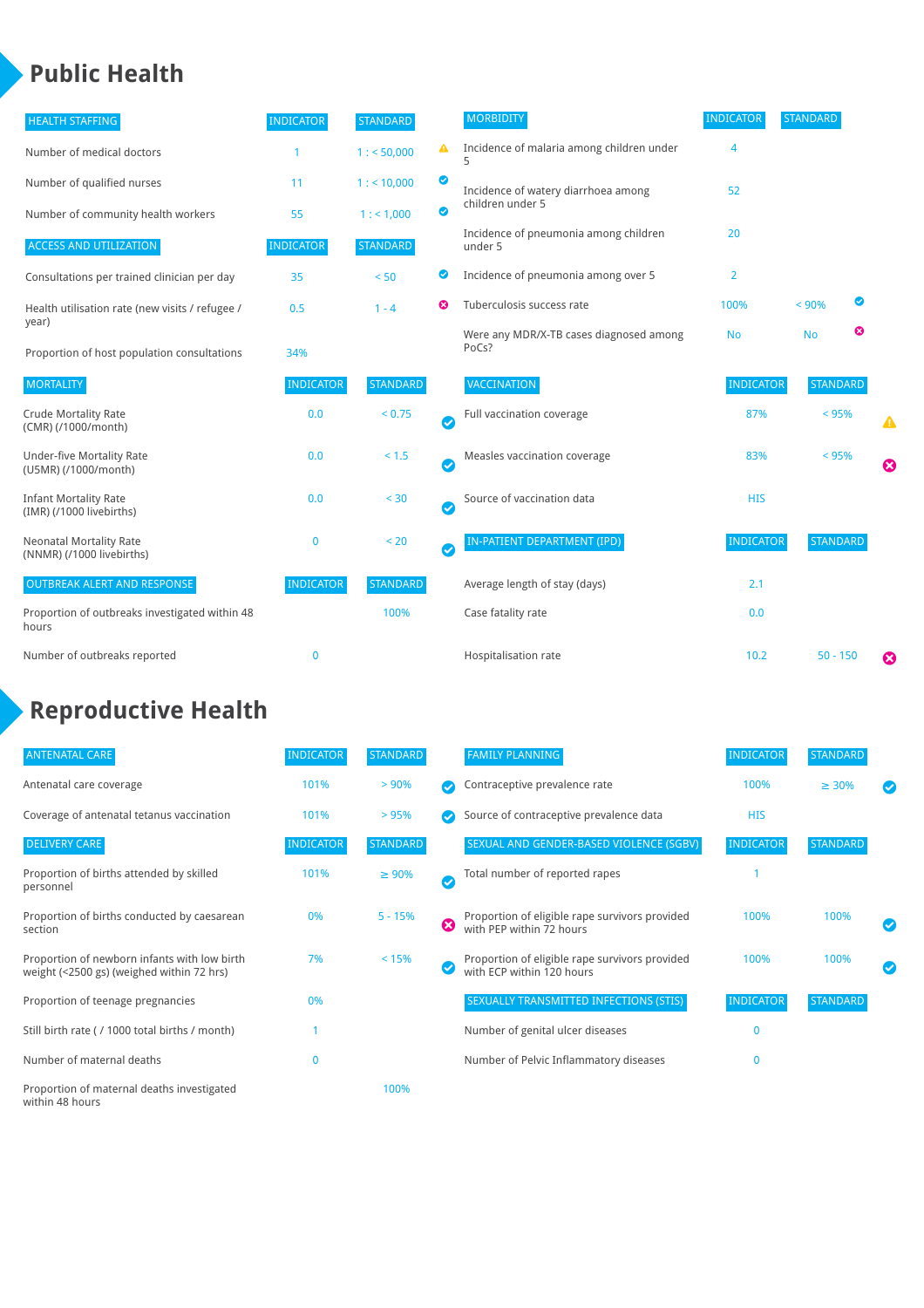# Public Health

| HEALTH STAFFING | INDICATOR | STANDARD | |
|---|---|---|---|
| Number of medical doctors | 1 | 1 : < 50,000 | ⚠ |
| Number of qualified nurses | 11 | 1 : < 10,000 | ✔ |
| Number of community health workers | 55 | 1 : < 1,000 | ✔ |

| ACCESS AND UTILIZATION | INDICATOR | STANDARD | |
|---|---|---|---|
| Consultations per trained clinician per day | 35 | < 50 | ✔ |
| Health utilisation rate (new visits / refugee / year) | 0.5 | 1 - 4 | ✖ |
| Proportion of host population consultations | 34% | | |

| MORTALITY | INDICATOR | STANDARD | |
|---|---|---|---|
| Crude Mortality Rate (CMR) (/1000/month) | 0.0 | < 0.75 | ✔ |
| Under-five Mortality Rate (U5MR) (/1000/month) | 0.0 | < 1.5 | ✔ |
| Infant Mortality Rate (IMR) (/1000 livebirths) | 0.0 | < 30 | ✔ |
| Neonatal Mortality Rate (NNMR) (/1000 livebirths) | 0 | < 20 | ✔ |

| OUTBREAK ALERT AND RESPONSE | INDICATOR | STANDARD |
|---|---|---|
| Proportion of outbreaks investigated within 48 hours | | 100% |
| Number of outbreaks reported | 0 | |

| MORBIDITY | INDICATOR | STANDARD | |
|---|---|---|---|
| Incidence of malaria among children under 5 | 4 | | |
| Incidence of watery diarrhoea among children under 5 | 52 | | |
| Incidence of pneumonia among children under 5 | 20 | | |
| Incidence of pneumonia among over 5 | 2 | | |
| Tuberculosis success rate | 100% | < 90% | ✔ |
| Were any MDR/X-TB cases diagnosed among PoCs? | No | No | ✖ |

| VACCINATION | INDICATOR | STANDARD | |
|---|---|---|---|
| Full vaccination coverage | 87% | < 95% | ⚠ |
| Measles vaccination coverage | 83% | < 95% | ✖ |
| Source of vaccination data | HIS | | |

| IN-PATIENT DEPARTMENT (IPD) | INDICATOR | STANDARD | |
|---|---|---|---|
| Average length of stay (days) | 2.1 | | |
| Case fatality rate | 0.0 | | |
| Hospitalisation rate | 10.2 | 50 - 150 | ✖ |

# Reproductive Health

| ANTENATAL CARE | INDICATOR | STANDARD | |
|---|---|---|---|
| Antenatal care coverage | 101% | > 90% | ✔ |
| Coverage of antenatal tetanus vaccination | 101% | > 95% | ✔ |

| DELIVERY CARE | INDICATOR | STANDARD | |
|---|---|---|---|
| Proportion of births attended by skilled personnel | 101% | ≥ 90% | ✔ |
| Proportion of births conducted by caesarean section | 0% | 5 - 15% | ✖ |
| Proportion of newborn infants with low birth weight (<2500 gs) (weighed within 72 hrs) | 7% | < 15% | ✔ |
| Proportion of teenage pregnancies | 0% | | |
| Still birth rate ( / 1000 total births / month) | 1 | | |
| Number of maternal deaths | 0 | | |
| Proportion of maternal deaths investigated within 48 hours | | 100% | |

| FAMILY PLANNING | INDICATOR | STANDARD | |
|---|---|---|---|
| Contraceptive prevalence rate | 100% | ≥ 30% | ✔ |
| Source of contraceptive prevalence data | HIS | | |

| SEXUAL AND GENDER-BASED VIOLENCE (SGBV) | INDICATOR | STANDARD | |
|---|---|---|---|
| Total number of reported rapes | 1 | | |
| Proportion of eligible rape survivors provided with PEP within 72 hours | 100% | 100% | ✔ |
| Proportion of eligible rape survivors provided with ECP within 120 hours | 100% | 100% | ✔ |

| SEXUALLY TRANSMITTED INFECTIONS (STIS) | INDICATOR | STANDARD |
|---|---|---|
| Number of genital ulcer diseases | 0 | |
| Number of Pelvic Inflammatory diseases | 0 | |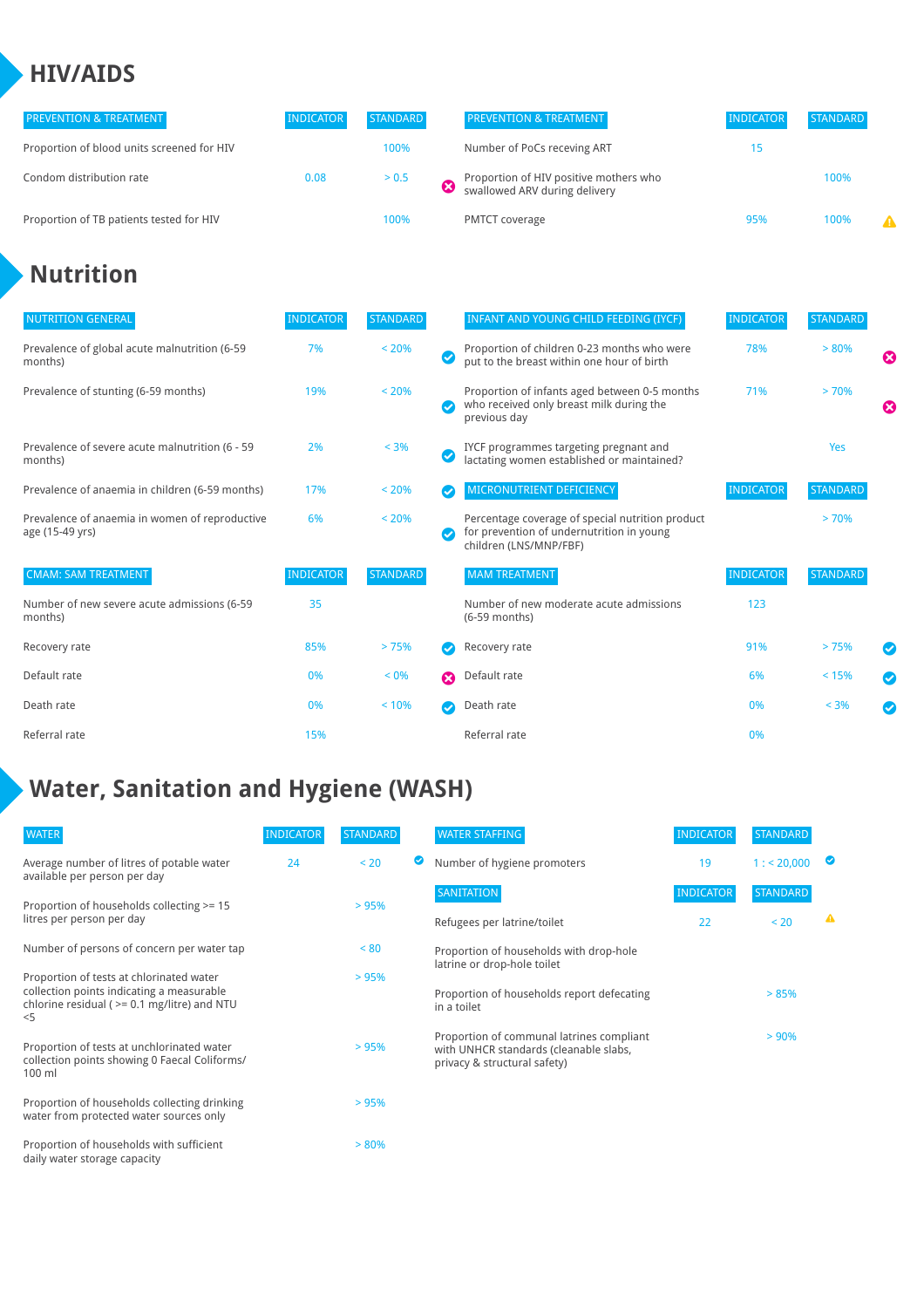# HIV/AIDS

| PREVENTION & TREATMENT | INDICATOR | STANDARD | |
|---|---|---|---|
| Proportion of blood units screened for HIV | | 100% | |
| Condom distribution rate | 0.08 | > 0.5 | ✖ |
| Proportion of TB patients tested for HIV | | 100% | |

| PREVENTION & TREATMENT | INDICATOR | STANDARD | |
|---|---|---|---|
| Number of PoCs receving ART | 15 | | |
| Proportion of HIV positive mothers who swallowed ARV during delivery | | 100% | |
| PMTCT coverage | 95% | 100% | ⚠ |

# Nutrition

| NUTRITION GENERAL | INDICATOR | STANDARD | |
|---|---|---|---|
| Prevalence of global acute malnutrition (6-59 months) | 7% | < 20% | ✔ |
| Prevalence of stunting (6-59 months) | 19% | < 20% | ✔ |
| Prevalence of severe acute malnutrition (6 - 59 months) | 2% | < 3% | ✔ |
| Prevalence of anaemia in children (6-59 months) | 17% | < 20% | ✔ |
| Prevalence of anaemia in women of reproductive age (15-49 yrs) | 6% | < 20% | ✔ |

| INFANT AND YOUNG CHILD FEEDING (IYCF) | INDICATOR | STANDARD | |
|---|---|---|---|
| Proportion of children 0-23 months who were put to the breast within one hour of birth | 78% | > 80% | ✖ |
| Proportion of infants aged between 0-5 months who received only breast milk during the previous day | 71% | > 70% | ✖ |
| IYCF programmes targeting pregnant and lactating women established or maintained? | | Yes | |

| MICRONUTRIENT DEFICIENCY | INDICATOR | STANDARD | |
|---|---|---|---|
| Percentage coverage of special nutrition product for prevention of undernutrition in young children (LNS/MNP/FBF) | | > 70% | |

| CMAM: SAM TREATMENT | INDICATOR | STANDARD | |
|---|---|---|---|
| Number of new severe acute admissions (6-59 months) | 35 | | |
| Recovery rate | 85% | > 75% | ✔ |
| Default rate | 0% | < 0% | ✖ |
| Death rate | 0% | < 10% | ✔ |
| Referral rate | 15% | | |

| MAM TREATMENT | INDICATOR | STANDARD | |
|---|---|---|---|
| Number of new moderate acute admissions (6-59 months) | 123 | | |
| Recovery rate | 91% | > 75% | ✔ |
| Default rate | 6% | < 15% | ✔ |
| Death rate | 0% | < 3% | ✔ |
| Referral rate | 0% | | |

# Water, Sanitation and Hygiene (WASH)

| WATER | INDICATOR | STANDARD | |
|---|---|---|---|
| Average number of litres of potable water available per person per day | 24 | < 20 | ✔ |
| Proportion of households collecting >= 15 litres per person per day | | > 95% | |
| Number of persons of concern per water tap | | < 80 | |
| Proportion of tests at chlorinated water collection points indicating a measurable chlorine residual ( >= 0.1 mg/litre) and NTU <5 | | > 95% | |
| Proportion of tests at unchlorinated water collection points showing 0 Faecal Coliforms/ 100 ml | | > 95% | |
| Proportion of households collecting drinking water from protected water sources only | | > 95% | |
| Proportion of households with sufficient daily water storage capacity | | > 80% | |

| WATER STAFFING | INDICATOR | STANDARD | |
|---|---|---|---|
| Number of hygiene promoters | 19 | 1 : < 20,000 | ✔ |

| SANITATION | INDICATOR | STANDARD | |
|---|---|---|---|
| Refugees per latrine/toilet | 22 | < 20 | ⚠ |
| Proportion of households with drop-hole latrine or drop-hole toilet | | | |
| Proportion of households report defecating in a toilet | | > 85% | |
| Proportion of communal latrines compliant with UNHCR standards (cleanable slabs, privacy & structural safety) | | > 90% | |